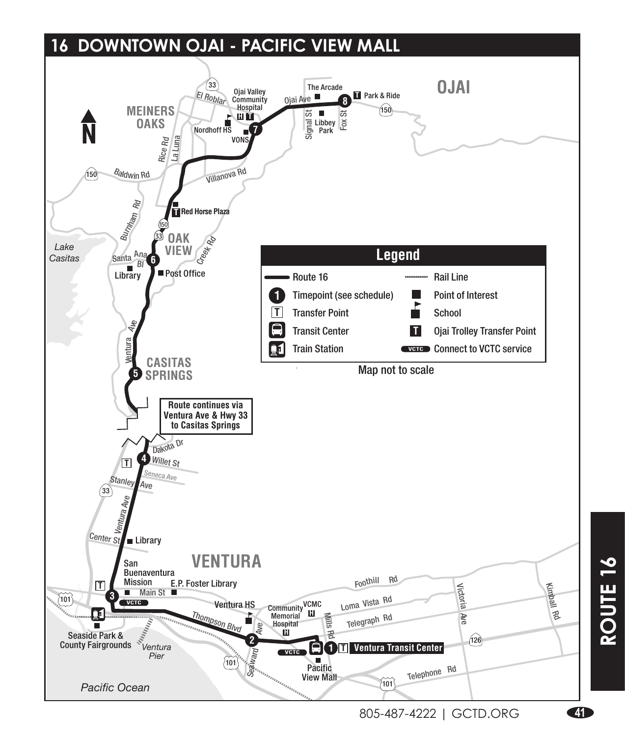# 16 DOWNTOWN OJAI - PACIFIC VIEW MALL

OJAI

MEINERS OAKS

OAK VIEW

CASITAS SPRINGS

VENTURA

N

The Arcade

Park & Ride

Ojai Valley Community Hospital

Ojai Ave

Signal St

Fox St

Libbey Park

El Roblar

Nordhoff HS

VONS

Rice Rd

La Luna

Baldwin Rd

Villanova Rd

Red Horse Plaza

Burnham Rd

Creek Rd

Lake Casitas

Santa Ana Bl

Library

Post Office

Ventura Ave

Route continues via Ventura Ave & Hwy 33 to Casitas Springs

Dakota Dr

Willet St

Seneca Ave

Stanley Ave

Ventura Ave

Center St

Library

San Buenaventura Mission

Main St

E.P. Foster Library

Ventura HS

Community Memorial Hospital

VCMC

Foothill Rd

Loma Vista Rd

Telegraph Rd

Victoria Ave

Kimball Rd

Thompson Blvd

Seaward Ave

Mills Rd

Seaside Park & County Fairgrounds

Ventura Pier

Pacific Ocean

Ventura Transit Center

Pacific View Mall

Telephone Rd

## Legend

| | |
|---|---|
| Route 16 | Rail Line |
| Timepoint (see schedule) | Point of Interest |
| Transfer Point | School |
| Transit Center | Ojai Trolley Transfer Point |
| Train Station | Connect to VCTC service |

Map not to scale

805-487-4222 | GCTD.ORG

ROUTE 16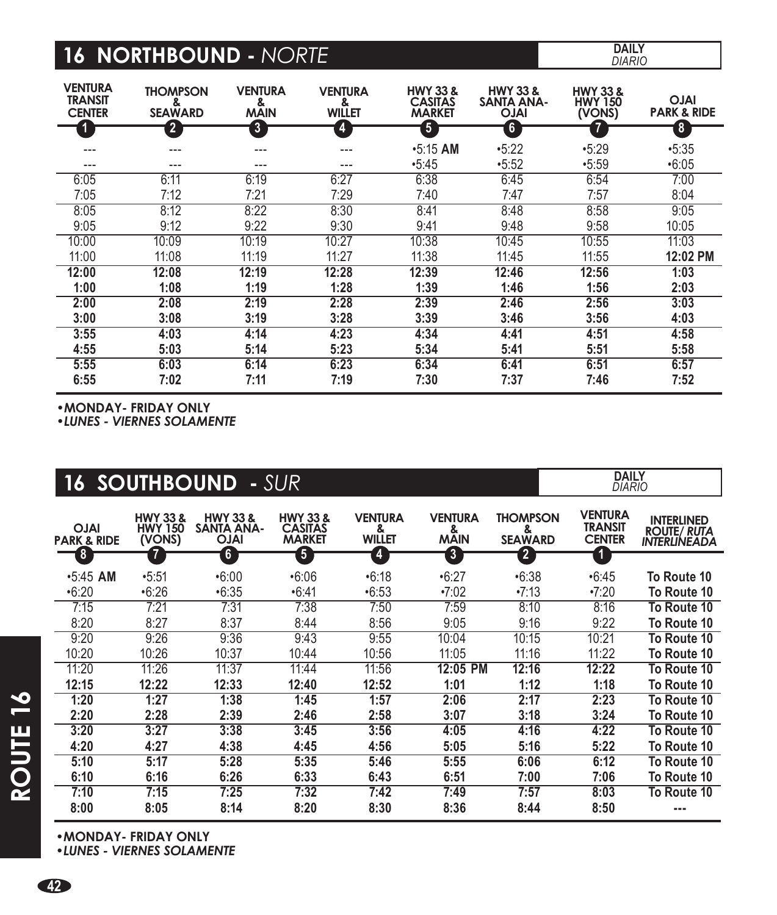## 16 NORTHBOUND - *NORTE*

**DAILY** *DIARIO*

| VENTURA TRANSIT CENTER (1) | THOMPSON & SEAWARD (2) | VENTURA & MAIN (3) | VENTURA & WILLET (4) | HWY 33 & CASITAS MARKET (5) | HWY 33 & SANTA ANA-OJAI (6) | HWY 33 & HWY 150 (VONS) (7) | OJAI PARK & RIDE (8) |
|---|---|---|---|---|---|---|---|
| --- | --- | --- | --- | •5:15 **AM** | •5:22 | •5:29 | •5:35 |
| --- | --- | --- | --- | •5:45 | •5:52 | •5:59 | •6:05 |
| 6:05 | 6:11 | 6:19 | 6:27 | 6:38 | 6:45 | 6:54 | 7:00 |
| 7:05 | 7:12 | 7:21 | 7:29 | 7:40 | 7:47 | 7:57 | 8:04 |
| 8:05 | 8:12 | 8:22 | 8:30 | 8:41 | 8:48 | 8:58 | 9:05 |
| 9:05 | 9:12 | 9:22 | 9:30 | 9:41 | 9:48 | 9:58 | 10:05 |
| 10:00 | 10:09 | 10:19 | 10:27 | 10:38 | 10:45 | 10:55 | 11:03 |
| 11:00 | 11:08 | 11:19 | 11:27 | 11:38 | 11:45 | 11:55 | **12:02 PM** |
| **12:00** | **12:08** | **12:19** | **12:28** | **12:39** | **12:46** | **12:56** | **1:03** |
| **1:00** | **1:08** | **1:19** | **1:28** | **1:39** | **1:46** | **1:56** | **2:03** |
| **2:00** | **2:08** | **2:19** | **2:28** | **2:39** | **2:46** | **2:56** | **3:03** |
| **3:00** | **3:08** | **3:19** | **3:28** | **3:39** | **3:46** | **3:56** | **4:03** |
| **3:55** | **4:03** | **4:14** | **4:23** | **4:34** | **4:41** | **4:51** | **4:58** |
| **4:55** | **5:03** | **5:14** | **5:23** | **5:34** | **5:41** | **5:51** | **5:58** |
| **5:55** | **6:03** | **6:14** | **6:23** | **6:34** | **6:41** | **6:51** | **6:57** |
| **6:55** | **7:02** | **7:11** | **7:19** | **7:30** | **7:37** | **7:46** | **7:52** |

**•MONDAY- FRIDAY ONLY**
***•LUNES - VIERNES SOLAMENTE***

## 16 SOUTHBOUND - *SUR*

**DAILY** *DIARIO*

| OJAI PARK & RIDE (8) | HWY 33 & HWY 150 (VONS) (7) | HWY 33 & SANTA ANA-OJAI (6) | HWY 33 & CASITAS MARKET (5) | VENTURA & WILLET (4) | VENTURA & MAIN (3) | THOMPSON & SEAWARD (2) | VENTURA TRANSIT CENTER (1) | INTERLINED ROUTE/ *RUTA INTERLINEADA* |
|---|---|---|---|---|---|---|---|---|
| •5:45 **AM** | •5:51 | •6:00 | •6:06 | •6:18 | •6:27 | •6:38 | •6:45 | **To Route 10** |
| •6:20 | •6:26 | •6:35 | •6:41 | •6:53 | •7:02 | •7:13 | •7:20 | **To Route 10** |
| 7:15 | 7:21 | 7:31 | 7:38 | 7:50 | 7:59 | 8:10 | 8:16 | **To Route 10** |
| 8:20 | 8:27 | 8:37 | 8:44 | 8:56 | 9:05 | 9:16 | 9:22 | **To Route 10** |
| 9:20 | 9:26 | 9:36 | 9:43 | 9:55 | 10:04 | 10:15 | 10:21 | **To Route 10** |
| 10:20 | 10:26 | 10:37 | 10:44 | 10:56 | 11:05 | 11:16 | 11:22 | **To Route 10** |
| 11:20 | 11:26 | 11:37 | 11:44 | 11:56 | **12:05 PM** | **12:16** | **12:22** | **To Route 10** |
| **12:15** | **12:22** | **12:33** | **12:40** | **12:52** | **1:01** | **1:12** | **1:18** | **To Route 10** |
| **1:20** | **1:27** | **1:38** | **1:45** | **1:57** | **2:06** | **2:17** | **2:23** | **To Route 10** |
| **2:20** | **2:28** | **2:39** | **2:46** | **2:58** | **3:07** | **3:18** | **3:24** | **To Route 10** |
| **3:20** | **3:27** | **3:38** | **3:45** | **3:56** | **4:05** | **4:16** | **4:22** | **To Route 10** |
| **4:20** | **4:27** | **4:38** | **4:45** | **4:56** | **5:05** | **5:16** | **5:22** | **To Route 10** |
| **5:10** | **5:17** | **5:28** | **5:35** | **5:46** | **5:55** | **6:06** | **6:12** | **To Route 10** |
| **6:10** | **6:16** | **6:26** | **6:33** | **6:43** | **6:51** | **7:00** | **7:06** | **To Route 10** |
| **7:10** | **7:15** | **7:25** | **7:32** | **7:42** | **7:49** | **7:57** | **8:03** | **To Route 10** |
| **8:00** | **8:05** | **8:14** | **8:20** | **8:30** | **8:36** | **8:44** | **8:50** | **---** |

**•MONDAY- FRIDAY ONLY**
***•LUNES - VIERNES SOLAMENTE***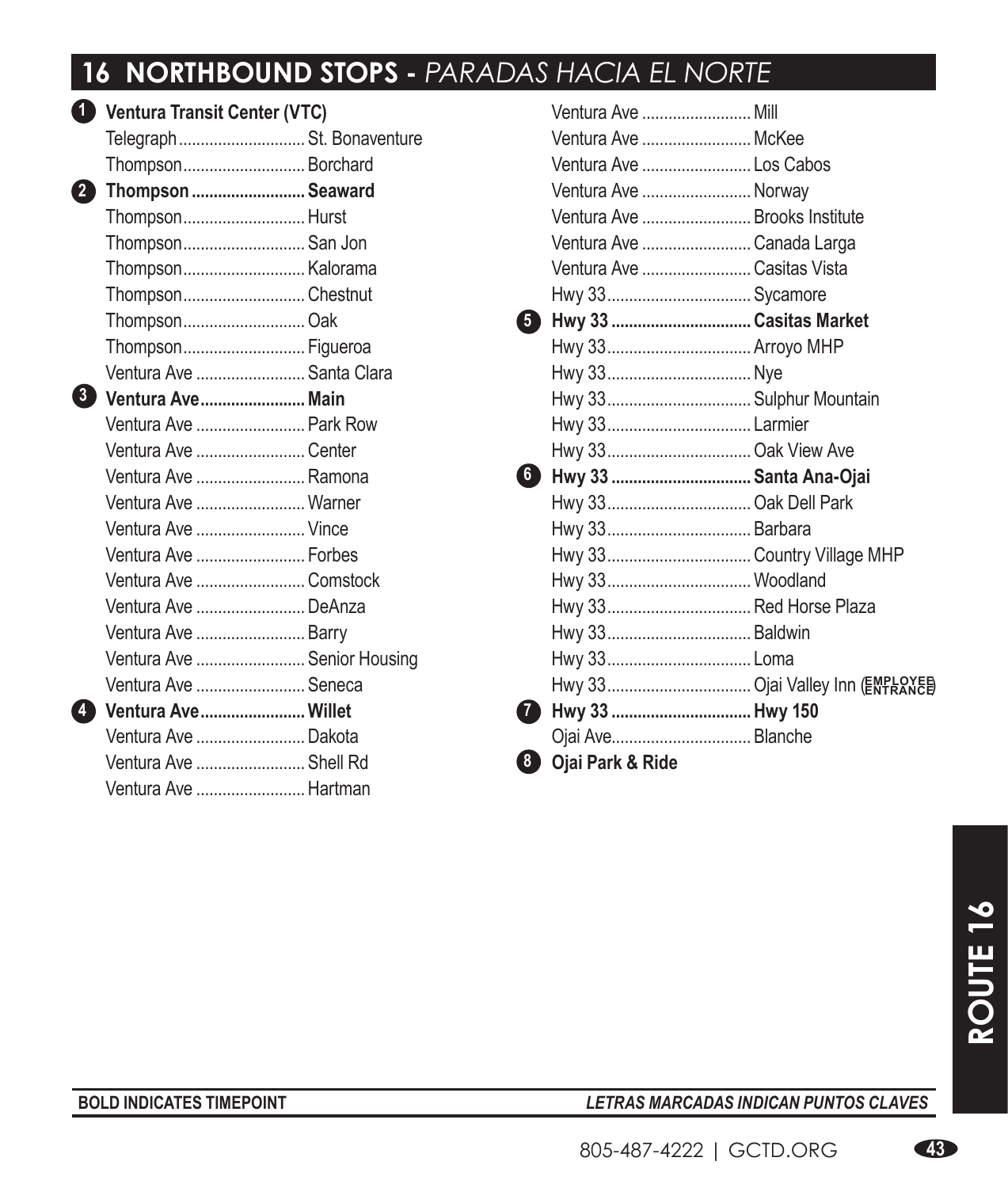## 16 NORTHBOUND STOPS - *PARADAS HACIA EL NORTE*

| # | Street | Cross Street |
|---|---|---|
| **1** | **Ventura Transit Center (VTC)** | |
| | Telegraph | St. Bonaventure |
| | Thompson | Borchard |
| **2** | **Thompson** | **Seaward** |
| | Thompson | Hurst |
| | Thompson | San Jon |
| | Thompson | Kalorama |
| | Thompson | Chestnut |
| | Thompson | Oak |
| | Thompson | Figueroa |
| | Ventura Ave | Santa Clara |
| **3** | **Ventura Ave** | **Main** |
| | Ventura Ave | Park Row |
| | Ventura Ave | Center |
| | Ventura Ave | Ramona |
| | Ventura Ave | Warner |
| | Ventura Ave | Vince |
| | Ventura Ave | Forbes |
| | Ventura Ave | Comstock |
| | Ventura Ave | DeAnza |
| | Ventura Ave | Barry |
| | Ventura Ave | Senior Housing |
| | Ventura Ave | Seneca |
| **4** | **Ventura Ave** | **Willet** |
| | Ventura Ave | Dakota |
| | Ventura Ave | Shell Rd |
| | Ventura Ave | Hartman |
| | Ventura Ave | Mill |
| | Ventura Ave | McKee |
| | Ventura Ave | Los Cabos |
| | Ventura Ave | Norway |
| | Ventura Ave | Brooks Institute |
| | Ventura Ave | Canada Larga |
| | Ventura Ave | Casitas Vista |
| | Hwy 33 | Sycamore |
| **5** | **Hwy 33** | **Casitas Market** |
| | Hwy 33 | Arroyo MHP |
| | Hwy 33 | Nye |
| | Hwy 33 | Sulphur Mountain |
| | Hwy 33 | Larmier |
| | Hwy 33 | Oak View Ave |
| **6** | **Hwy 33** | **Santa Ana-Ojai** |
| | Hwy 33 | Oak Dell Park |
| | Hwy 33 | Barbara |
| | Hwy 33 | Country Village MHP |
| | Hwy 33 | Woodland |
| | Hwy 33 | Red Horse Plaza |
| | Hwy 33 | Baldwin |
| | Hwy 33 | Loma |
| | Hwy 33 | Ojai Valley Inn (EMPLOYEE ENTRANCE) |
| **7** | **Hwy 33** | **Hwy 150** |
| | Ojai Ave. | Blanche |
| **8** | **Ojai Park & Ride** | |

**BOLD INDICATES TIMEPOINT** — ***LETRAS MARCADAS INDICAN PUNTOS CLAVES***

805-487-4222 | GCTD.ORG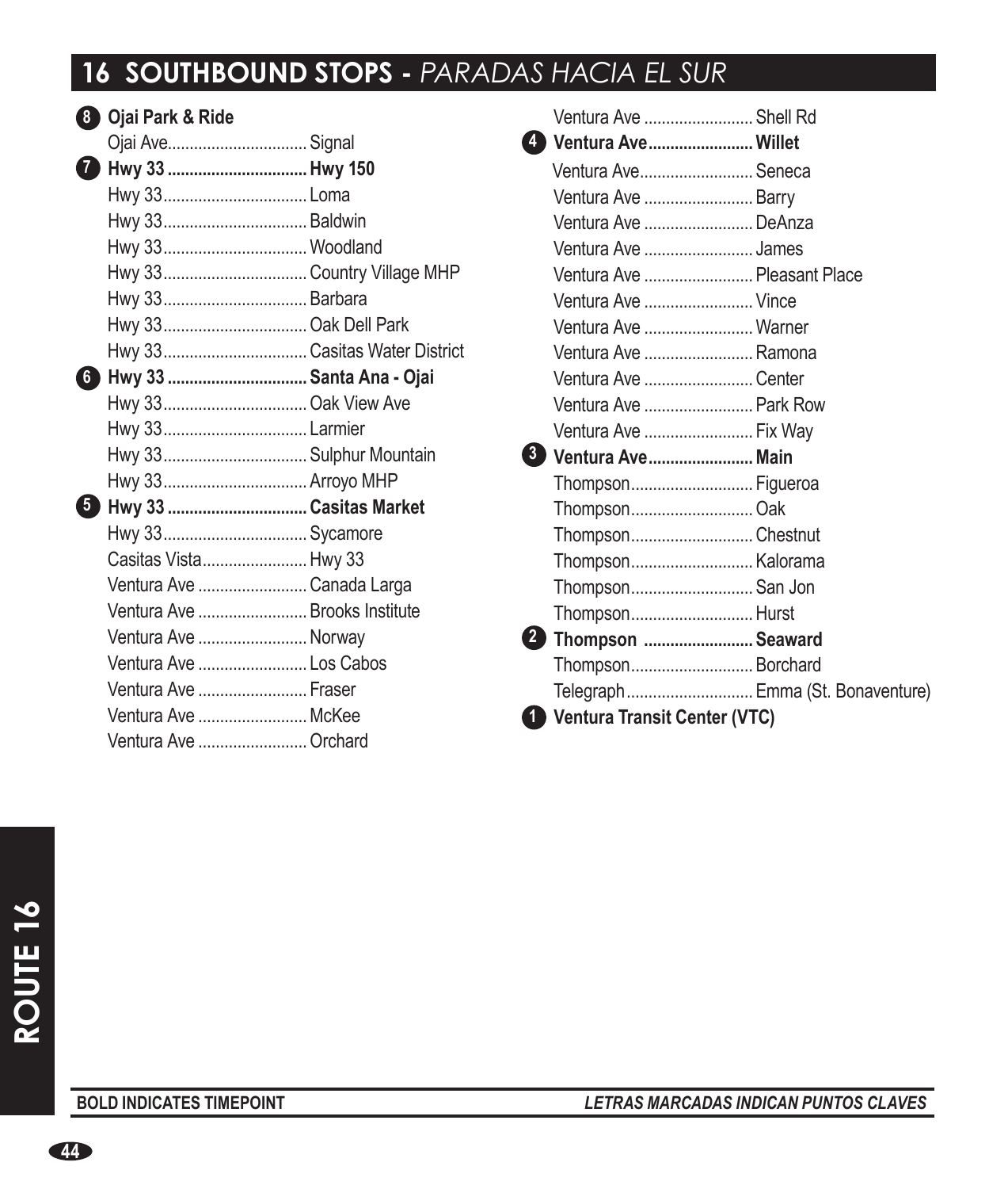## 16 SOUTHBOUND STOPS - *PARADAS HACIA EL SUR*

| | | |
|---|---|---|
| **8** | **Ojai Park & Ride** | |
| | Ojai Ave | Signal |
| **7** | **Hwy 33** | **Hwy 150** |
| | Hwy 33 | Loma |
| | Hwy 33 | Baldwin |
| | Hwy 33 | Woodland |
| | Hwy 33 | Country Village MHP |
| | Hwy 33 | Barbara |
| | Hwy 33 | Oak Dell Park |
| | Hwy 33 | Casitas Water District |
| **6** | **Hwy 33** | **Santa Ana - Ojai** |
| | Hwy 33 | Oak View Ave |
| | Hwy 33 | Larmier |
| | Hwy 33 | Sulphur Mountain |
| | Hwy 33 | Arroyo MHP |
| **5** | **Hwy 33** | **Casitas Market** |
| | Hwy 33 | Sycamore |
| | Casitas Vista | Hwy 33 |
| | Ventura Ave | Canada Larga |
| | Ventura Ave | Brooks Institute |
| | Ventura Ave | Norway |
| | Ventura Ave | Los Cabos |
| | Ventura Ave | Fraser |
| | Ventura Ave | McKee |
| | Ventura Ave | Orchard |
| | Ventura Ave | Shell Rd |
| **4** | **Ventura Ave** | **Willet** |
| | Ventura Ave | Seneca |
| | Ventura Ave | Barry |
| | Ventura Ave | DeAnza |
| | Ventura Ave | James |
| | Ventura Ave | Pleasant Place |
| | Ventura Ave | Vince |
| | Ventura Ave | Warner |
| | Ventura Ave | Ramona |
| | Ventura Ave | Center |
| | Ventura Ave | Park Row |
| | Ventura Ave | Fix Way |
| **3** | **Ventura Ave** | **Main** |
| | Thompson | Figueroa |
| | Thompson | Oak |
| | Thompson | Chestnut |
| | Thompson | Kalorama |
| | Thompson | San Jon |
| | Thompson | Hurst |
| **2** | **Thompson** | **Seaward** |
| | Thompson | Borchard |
| | Telegraph | Emma (St. Bonaventure) |
| **1** | **Ventura Transit Center (VTC)** | |

**BOLD INDICATES TIMEPOINT** — ***LETRAS MARCADAS INDICAN PUNTOS CLAVES***